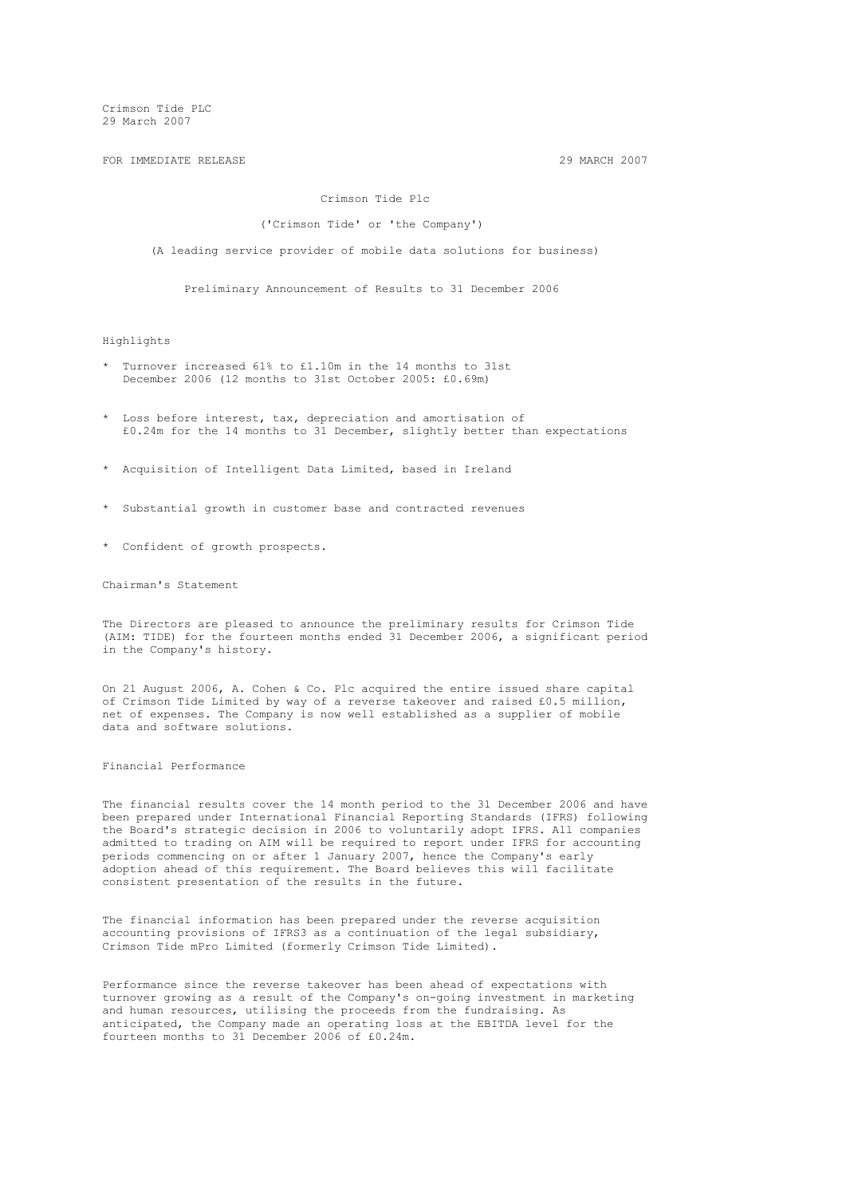Crimson Tide PLC
29 March 2007

FOR IMMEDIATE RELEASE 29 MARCH 2007

# Crimson Tide Plc

('Crimson Tide' or 'the Company')

(A leading service provider of mobile data solutions for business)

## Preliminary Announcement of Results to 31 December 2006

### Highlights

* Turnover increased 61% to £1.10m in the 14 months to 31st December 2006 (12 months to 31st October 2005: £0.69m)
* Loss before interest, tax, depreciation and amortisation of £0.24m for the 14 months to 31 December, slightly better than expectations
* Acquisition of Intelligent Data Limited, based in Ireland
* Substantial growth in customer base and contracted revenues
* Confident of growth prospects.

### Chairman's Statement

The Directors are pleased to announce the preliminary results for Crimson Tide (AIM: TIDE) for the fourteen months ended 31 December 2006, a significant period in the Company's history.

On 21 August 2006, A. Cohen & Co. Plc acquired the entire issued share capital of Crimson Tide Limited by way of a reverse takeover and raised £0.5 million, net of expenses. The Company is now well established as a supplier of mobile data and software solutions.

### Financial Performance

The financial results cover the 14 month period to the 31 December 2006 and have been prepared under International Financial Reporting Standards (IFRS) following the Board's strategic decision in 2006 to voluntarily adopt IFRS. All companies admitted to trading on AIM will be required to report under IFRS for accounting periods commencing on or after 1 January 2007, hence the Company's early adoption ahead of this requirement. The Board believes this will facilitate consistent presentation of the results in the future.

The financial information has been prepared under the reverse acquisition accounting provisions of IFRS3 as a continuation of the legal subsidiary, Crimson Tide mPro Limited (formerly Crimson Tide Limited).

Performance since the reverse takeover has been ahead of expectations with turnover growing as a result of the Company's on-going investment in marketing and human resources, utilising the proceeds from the fundraising. As anticipated, the Company made an operating loss at the EBITDA level for the fourteen months to 31 December 2006 of £0.24m.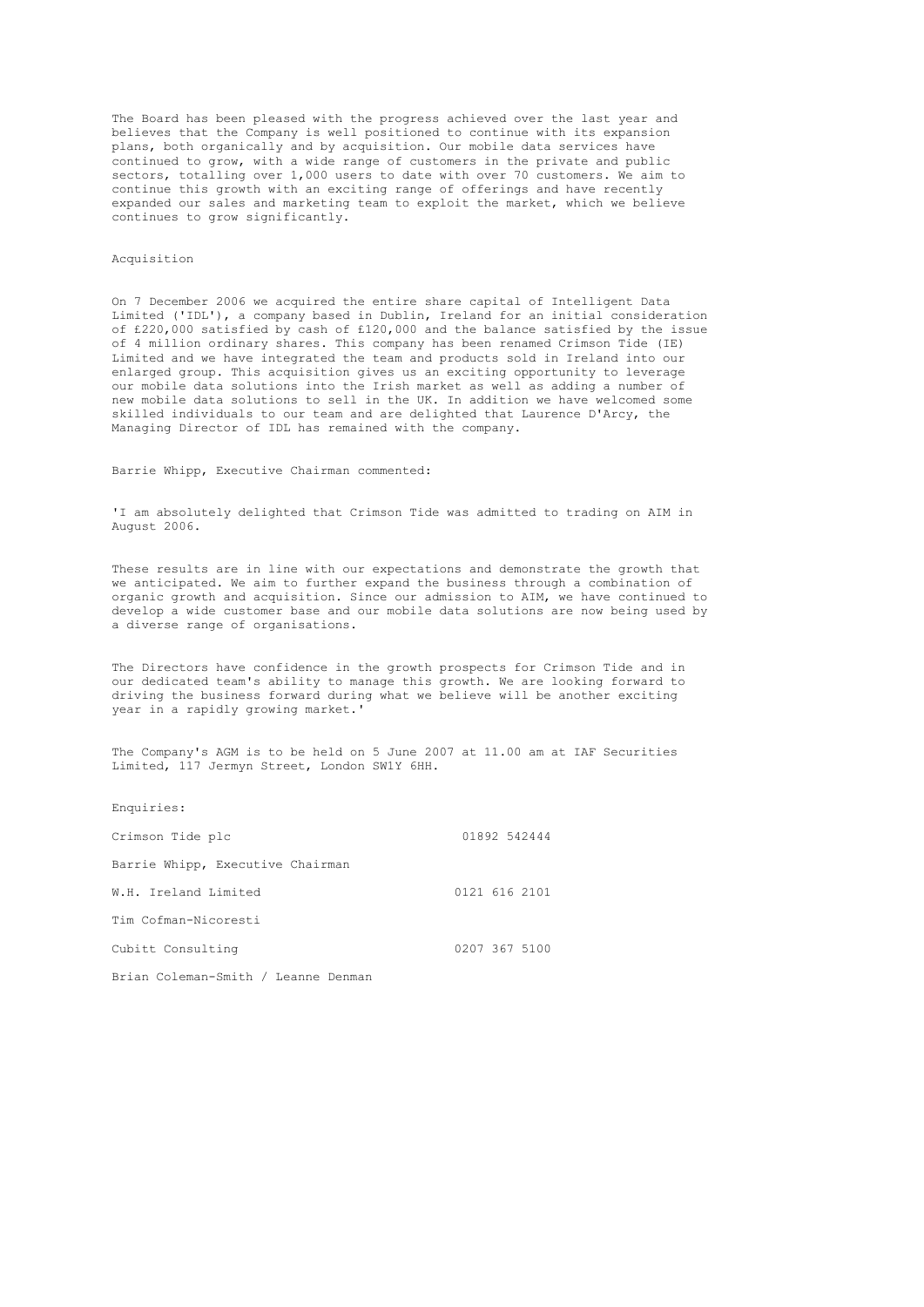The Board has been pleased with the progress achieved over the last year and believes that the Company is well positioned to continue with its expansion plans, both organically and by acquisition. Our mobile data services have continued to grow, with a wide range of customers in the private and public sectors, totalling over 1,000 users to date with over 70 customers. We aim to continue this growth with an exciting range of offerings and have recently expanded our sales and marketing team to exploit the market, which we believe continues to grow significantly.

## Acquisition

On 7 December 2006 we acquired the entire share capital of Intelligent Data Limited ('IDL'), a company based in Dublin, Ireland for an initial consideration of £220,000 satisfied by cash of £120,000 and the balance satisfied by the issue of 4 million ordinary shares. This company has been renamed Crimson Tide (IE) Limited and we have integrated the team and products sold in Ireland into our enlarged group. This acquisition gives us an exciting opportunity to leverage our mobile data solutions into the Irish market as well as adding a number of new mobile data solutions to sell in the UK. In addition we have welcomed some skilled individuals to our team and are delighted that Laurence D'Arcy, the Managing Director of IDL has remained with the company.

Barrie Whipp, Executive Chairman commented:

'I am absolutely delighted that Crimson Tide was admitted to trading on AIM in August 2006.

These results are in line with our expectations and demonstrate the growth that we anticipated. We aim to further expand the business through a combination of organic growth and acquisition. Since our admission to AIM, we have continued to develop a wide customer base and our mobile data solutions are now being used by a diverse range of organisations.

The Directors have confidence in the growth prospects for Crimson Tide and in our dedicated team's ability to manage this growth. We are looking forward to driving the business forward during what we believe will be another exciting year in a rapidly growing market.'

The Company's AGM is to be held on 5 June 2007 at 11.00 am at IAF Securities Limited, 117 Jermyn Street, London SW1Y 6HH.

Enquiries:

| | |
|---|---|
| Crimson Tide plc | 01892 542444 |
| Barrie Whipp, Executive Chairman | |
| W.H. Ireland Limited | 0121 616 2101 |
| Tim Cofman-Nicoresti | |
| Cubitt Consulting | 0207 367 5100 |
| Brian Coleman-Smith / Leanne Denman | |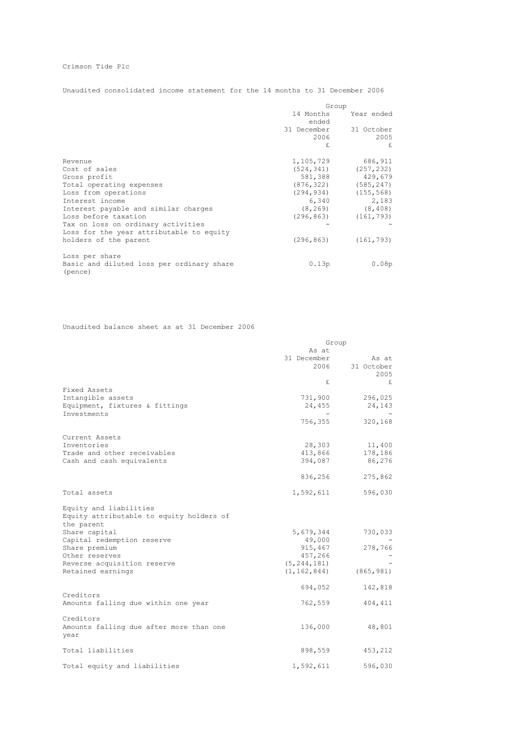Crimson Tide Plc

Unaudited consolidated income statement for the 14 months to 31 December 2006

| | Group | |
|---|---|---|
| | 14 Months ended 31 December 2006 | Year ended 31 October 2005 |
| | £ | £ |
| Revenue | 1,105,729 | 686,911 |
| Cost of sales | (524,341) | (257,232) |
| Gross profit | 581,388 | 429,679 |
| Total operating expenses | (876,322) | (585,247) |
| Loss from operations | (294,934) | (155,568) |
| Interest income | 6,340 | 2,183 |
| Interest payable and similar charges | (8,269) | (8,408) |
| Loss before taxation | (296,863) | (161,793) |
| Tax on loss on ordinary activities | - | - |
| Loss for the year attributable to equity holders of the parent | (296,863) | (161,793) |
| Loss per share | | |
| Basic and diluted loss per ordinary share (pence) | 0.13p | 0.08p |

Unaudited balance sheet as at 31 December 2006

| | Group | |
|---|---|---|
| | As at 31 December 2006 | As at 31 October 2005 |
| | £ | £ |
| Fixed Assets | | |
| Intangible assets | 731,900 | 296,025 |
| Equipment, fixtures & fittings | 24,455 | 24,143 |
| Investments | - | - |
| | 756,355 | 320,168 |
| Current Assets | | |
| Inventories | 28,303 | 11,400 |
| Trade and other receivables | 413,866 | 178,186 |
| Cash and cash equivalents | 394,087 | 86,276 |
| | 836,256 | 275,862 |
| Total assets | 1,592,611 | 596,030 |
| Equity and liabilities | | |
| Equity attributable to equity holders of the parent | | |
| Share capital | 5,679,344 | 730,033 |
| Capital redemption reserve | 49,000 | - |
| Share premium | 915,467 | 278,766 |
| Other reserves | 457,266 | - |
| Reverse acquisition reserve | (5,244,181) | - |
| Retained earnings | (1,162,844) | (865,981) |
| | 694,052 | 142,818 |
| Creditors | | |
| Amounts falling due within one year | 762,559 | 404,411 |
| Creditors | | |
| Amounts falling due after more than one year | 136,000 | 48,801 |
| Total liabilities | 898,559 | 453,212 |
| Total equity and liabilities | 1,592,611 | 596,030 |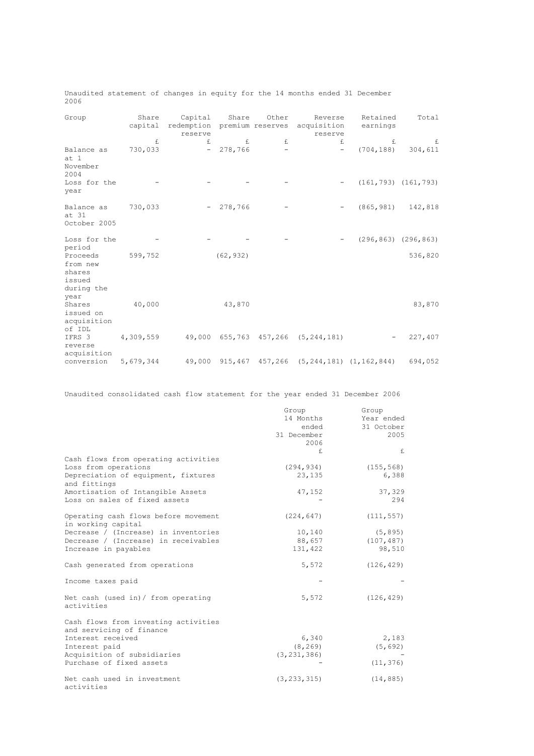Unaudited statement of changes in equity for the 14 months ended 31 December 2006

| Group | Share capital | Capital redemption reserve | Share premium | Other reserves | Reverse acquisition reserve | Retained earnings | Total |
|---|---|---|---|---|---|---|---|
| | £ | £ | £ | £ | £ | £ | £ |
| Balance as at 1 November 2004 | 730,033 | - | 278,766 | - | - | (704,188) | 304,611 |
| Loss for the year | - | - | - | - | - | (161,793) | (161,793) |
| Balance as at 31 October 2005 | 730,033 | - | 278,766 | - | - | (865,981) | 142,818 |
| Loss for the period | - | - | - | - | - | (296,863) | (296,863) |
| Proceeds from new shares issued during the year | 599,752 | | (62,932) | | | | 536,820 |
| Shares issued on acquisition of IDL | 40,000 | | 43,870 | | | | 83,870 |
| IFRS 3 reverse acquisition | 4,309,559 | 49,000 | 655,763 | 457,266 | (5,244,181) | - | 227,407 |
| conversion | 5,679,344 | 49,000 | 915,467 | 457,266 | (5,244,181) | (1,162,844) | 694,052 |

Unaudited consolidated cash flow statement for the year ended 31 December 2006

| | Group 14 Months ended 31 December 2006 | Group Year ended 31 October 2005 |
|---|---|---|
| | £ | £ |
| Cash flows from operating activities | | |
| Loss from operations | (294,934) | (155,568) |
| Depreciation of equipment, fixtures and fittings | 23,135 | 6,388 |
| Amortisation of Intangible Assets | 47,152 | 37,329 |
| Loss on sales of fixed assets | - | 294 |
| Operating cash flows before movement in working capital | (224,647) | (111,557) |
| Decrease / (Increase) in inventories | 10,140 | (5,895) |
| Decrease / (Increase) in receivables | 88,657 | (107,487) |
| Increase in payables | 131,422 | 98,510 |
| Cash generated from operations | 5,572 | (126,429) |
| Income taxes paid | - | - |
| Net cash (used in)/ from operating activities | 5,572 | (126,429) |
| Cash flows from investing activities and servicing of finance | | |
| Interest received | 6,340 | 2,183 |
| Interest paid | (8,269) | (5,692) |
| Acquisition of subsidiaries | (3,231,386) | - |
| Purchase of fixed assets | - | (11,376) |
| Net cash used in investment activities | (3,233,315) | (14,885) |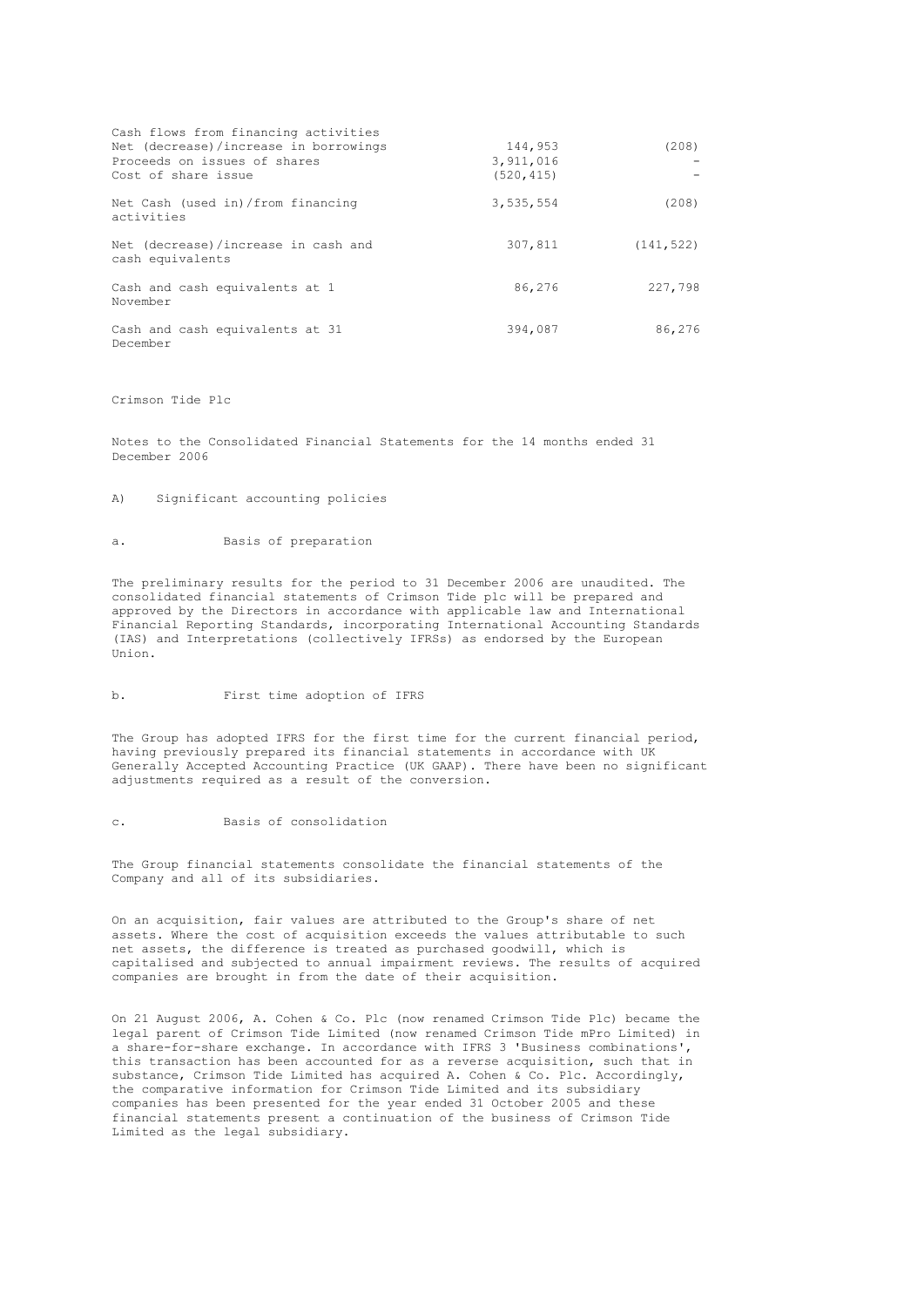| | | |
|---|---|---|
| Cash flows from financing activities | | |
| Net (decrease)/increase in borrowings | 144,953 | (208) |
| Proceeds on issues of shares | 3,911,016 | - |
| Cost of share issue | (520,415) | - |
| Net Cash (used in)/from financing activities | 3,535,554 | (208) |
| Net (decrease)/increase in cash and cash equivalents | 307,811 | (141,522) |
| Cash and cash equivalents at 1 November | 86,276 | 227,798 |
| Cash and cash equivalents at 31 December | 394,087 | 86,276 |

Crimson Tide Plc

Notes to the Consolidated Financial Statements for the 14 months ended 31 December 2006

A) Significant accounting policies

a. Basis of preparation

The preliminary results for the period to 31 December 2006 are unaudited. The consolidated financial statements of Crimson Tide plc will be prepared and approved by the Directors in accordance with applicable law and International Financial Reporting Standards, incorporating International Accounting Standards (IAS) and Interpretations (collectively IFRSs) as endorsed by the European Union.

b. First time adoption of IFRS

The Group has adopted IFRS for the first time for the current financial period, having previously prepared its financial statements in accordance with UK Generally Accepted Accounting Practice (UK GAAP). There have been no significant adjustments required as a result of the conversion.

c. Basis of consolidation

The Group financial statements consolidate the financial statements of the Company and all of its subsidiaries.

On an acquisition, fair values are attributed to the Group's share of net assets. Where the cost of acquisition exceeds the values attributable to such net assets, the difference is treated as purchased goodwill, which is capitalised and subjected to annual impairment reviews. The results of acquired companies are brought in from the date of their acquisition.

On 21 August 2006, A. Cohen & Co. Plc (now renamed Crimson Tide Plc) became the legal parent of Crimson Tide Limited (now renamed Crimson Tide mPro Limited) in a share-for-share exchange. In accordance with IFRS 3 'Business combinations', this transaction has been accounted for as a reverse acquisition, such that in substance, Crimson Tide Limited has acquired A. Cohen & Co. Plc. Accordingly, the comparative information for Crimson Tide Limited and its subsidiary companies has been presented for the year ended 31 October 2005 and these financial statements present a continuation of the business of Crimson Tide Limited as the legal subsidiary.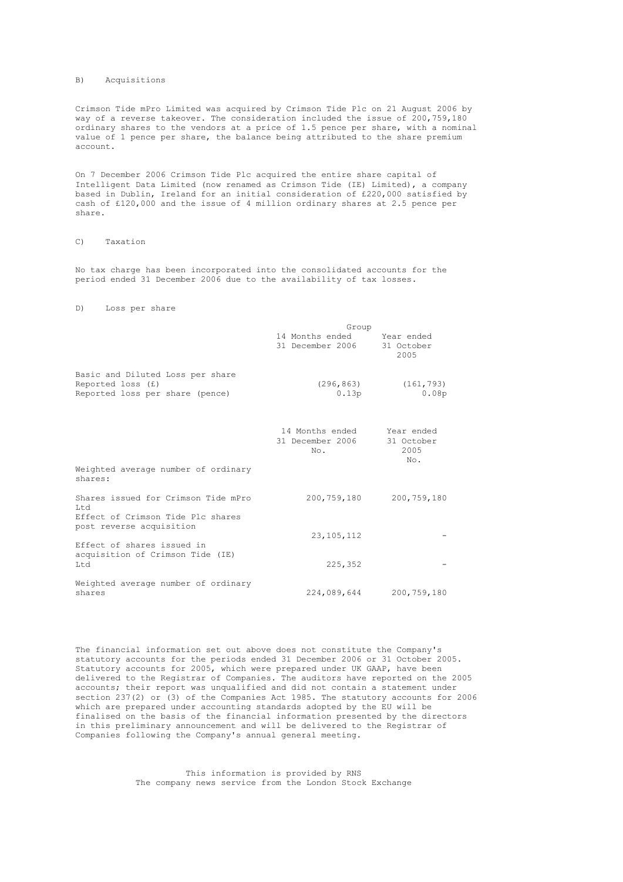B) Acquisitions

Crimson Tide mPro Limited was acquired by Crimson Tide Plc on 21 August 2006 by way of a reverse takeover. The consideration included the issue of 200,759,180 ordinary shares to the vendors at a price of 1.5 pence per share, with a nominal value of 1 pence per share, the balance being attributed to the share premium account.

On 7 December 2006 Crimson Tide Plc acquired the entire share capital of Intelligent Data Limited (now renamed as Crimson Tide (IE) Limited), a company based in Dublin, Ireland for an initial consideration of £220,000 satisfied by cash of £120,000 and the issue of 4 million ordinary shares at 2.5 pence per share.

C) Taxation

No tax charge has been incorporated into the consolidated accounts for the period ended 31 December 2006 due to the availability of tax losses.

D) Loss per share

| | Group | |
|---|---|---|
| | 14 Months ended 31 December 2006 | Year ended 31 October 2005 |
| Basic and Diluted Loss per share | | |
| Reported loss (£) | (296,863) | (161,793) |
| Reported loss per share (pence) | 0.13p | 0.08p |

| | 14 Months ended 31 December 2006 No. | Year ended 31 October 2005 No. |
|---|---|---|
| Weighted average number of ordinary shares: | | |
| Shares issued for Crimson Tide mPro Ltd | 200,759,180 | 200,759,180 |
| Effect of Crimson Tide Plc shares post reverse acquisition | 23,105,112 | - |
| Effect of shares issued in acquisition of Crimson Tide (IE) Ltd | 225,352 | - |
| Weighted average number of ordinary shares | 224,089,644 | 200,759,180 |

The financial information set out above does not constitute the Company's statutory accounts for the periods ended 31 December 2006 or 31 October 2005. Statutory accounts for 2005, which were prepared under UK GAAP, have been delivered to the Registrar of Companies. The auditors have reported on the 2005 accounts; their report was unqualified and did not contain a statement under section 237(2) or (3) of the Companies Act 1985. The statutory accounts for 2006 which are prepared under accounting standards adopted by the EU will be finalised on the basis of the financial information presented by the directors in this preliminary announcement and will be delivered to the Registrar of Companies following the Company's annual general meeting.

This information is provided by RNS
The company news service from the London Stock Exchange